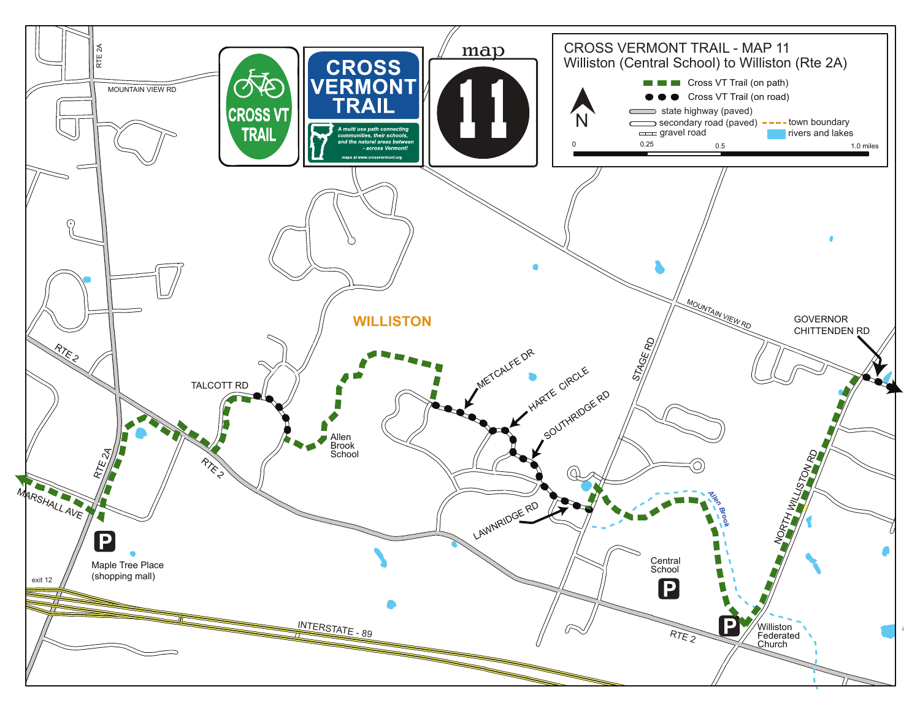# CROSS VERMONT TRAIL - MAP 11

## Williston (Central School) to Williston (Rte 2A)

CROSS VT TRAIL

CROSS VERMONT TRAIL

*A multi use path connecting communities, their schools, and the natural areas between - across Vermont!*

*maps at www.crossvermont.org*

map 11

**Legend**

- Cross VT Trail (on path)
- Cross VT Trail (on road)
- state highway (paved)
- secondary road (paved)
- gravel road
- town boundary
- rivers and lakes

Scale: 0 — 0.25 — 0.5 — 1.0 miles

N

WILLISTON

RTE 2A

MOUNTAIN VIEW RD

RTE 2

TALCOTT RD

Allen Brook School

METCALFE DR

HARTE CIRCLE

SOUTHRIDGE RD

LAWNRIDGE RD

STAGE RD

GOVERNOR CHITTENDEN RD

NORTH WILLISTON RD

Allen Brook

Central School

Williston Federated Church

MARSHALL AVE

Maple Tree Place (shopping mall)

exit 12

INTERSTATE - 89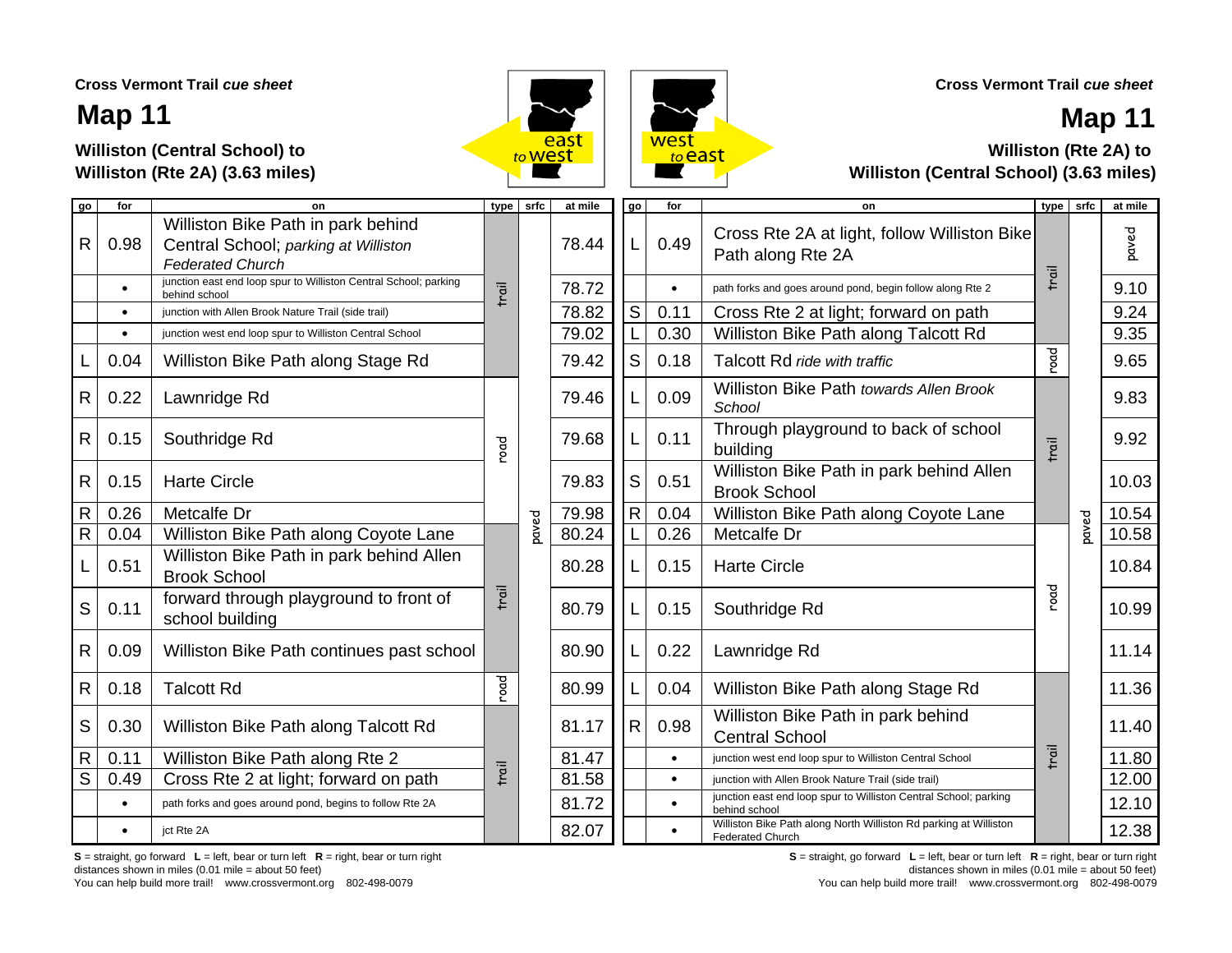**Cross Vermont Trail** ***cue sheet***

# Map 11

**Williston (Central School) to Williston (Rte 2A) (3.63 miles)**

east *to* west

| go | for | on | type | srfc | at mile |
|---|---|---|---|---|---|
| R | 0.98 | Williston Bike Path in park behind Central School; *parking at Williston Federated Church* | trail | paved | 78.44 |
| | • | junction east end loop spur to Williston Central School; parking behind school | trail | paved | 78.72 |
| | • | junction with Allen Brook Nature Trail (side trail) | trail | paved | 78.82 |
| | • | junction west end loop spur to Williston Central School | trail | paved | 79.02 |
| L | 0.04 | Williston Bike Path along Stage Rd | trail | paved | 79.42 |
| R | 0.22 | Lawnridge Rd | road | paved | 79.46 |
| R | 0.15 | Southridge Rd | road | paved | 79.68 |
| R | 0.15 | Harte Circle | road | paved | 79.83 |
| R | 0.26 | Metcalfe Dr | road | paved | 79.98 |
| R | 0.04 | Williston Bike Path along Coyote Lane | trail | paved | 80.24 |
| L | 0.51 | Williston Bike Path in park behind Allen Brook School | trail | paved | 80.28 |
| S | 0.11 | forward through playground to front of school building | trail | paved | 80.79 |
| R | 0.09 | Williston Bike Path continues past school | trail | paved | 80.90 |
| R | 0.18 | Talcott Rd | road | paved | 80.99 |
| S | 0.30 | Williston Bike Path along Talcott Rd | trail | paved | 81.17 |
| R | 0.11 | Williston Bike Path along Rte 2 | trail | paved | 81.47 |
| S | 0.49 | Cross Rte 2 at light; forward on path | trail | paved | 81.58 |
| | • | path forks and goes around pond, begins to follow Rte 2A | trail | paved | 81.72 |
| | • | jct Rte 2A | trail | paved | 82.07 |

**S** = straight, go forward **L** = left, bear or turn left **R** = right, bear or turn right
distances shown in miles (0.01 mile = about 50 feet)
You can help build more trail! www.crossvermont.org 802-498-0079

**Cross Vermont Trail** ***cue sheet***

# Map 11

**Williston (Rte 2A) to Williston (Central School) (3.63 miles)**

west *to* east

| go | for | on | type | srfc | at mile |
|---|---|---|---|---|---|
| L | 0.49 | Cross Rte 2A at light, follow Williston Bike Path along Rte 2A | trail | paved | paved |
| | • | path forks and goes around pond, begin follow along Rte 2 | trail | paved | 9.10 |
| S | 0.11 | Cross Rte 2 at light; forward on path | trail | paved | 9.24 |
| L | 0.30 | Williston Bike Path along Talcott Rd | trail | paved | 9.35 |
| S | 0.18 | Talcott Rd *ride with traffic* | road | paved | 9.65 |
| L | 0.09 | Williston Bike Path *towards Allen Brook School* | trail | paved | 9.83 |
| L | 0.11 | Through playground to back of school building | trail | paved | 9.92 |
| S | 0.51 | Williston Bike Path in park behind Allen Brook School | trail | paved | 10.03 |
| R | 0.04 | Williston Bike Path along Coyote Lane | trail | paved | 10.54 |
| L | 0.26 | Metcalfe Dr | road | paved | 10.58 |
| L | 0.15 | Harte Circle | road | paved | 10.84 |
| L | 0.15 | Southridge Rd | road | paved | 10.99 |
| L | 0.22 | Lawnridge Rd | road | paved | 11.14 |
| L | 0.04 | Williston Bike Path along Stage Rd | trail | paved | 11.36 |
| R | 0.98 | Williston Bike Path in park behind Central School | trail | paved | 11.40 |
| | • | junction west end loop spur to Williston Central School | trail | paved | 11.80 |
| | • | junction with Allen Brook Nature Trail (side trail) | trail | paved | 12.00 |
| | • | junction east end loop spur to Williston Central School; parking behind school | trail | paved | 12.10 |
| | • | Williston Bike Path along North Williston Rd parking at Williston Federated Church | trail | paved | 12.38 |

**S** = straight, go forward **L** = left, bear or turn left **R** = right, bear or turn right
distances shown in miles (0.01 mile = about 50 feet)
You can help build more trail! www.crossvermont.org 802-498-0079